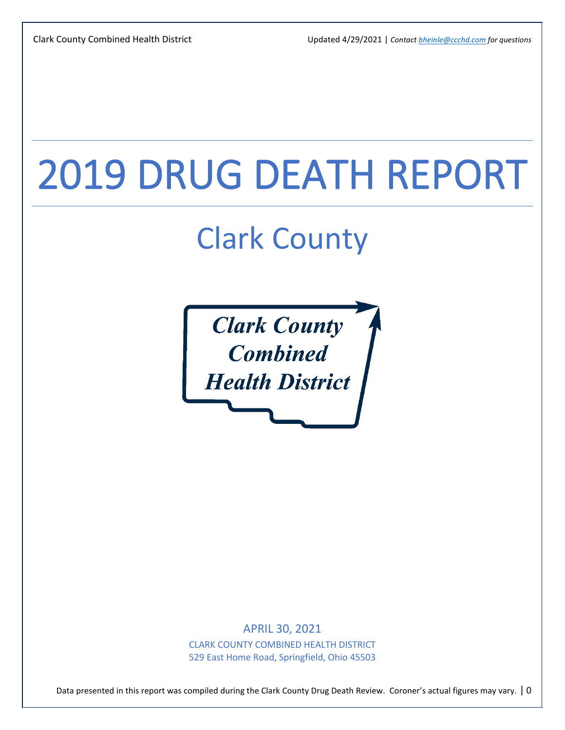# 2019 DRUG DEATH REPORT

## Clark County

Clark County Combined Health District

APRIL 30, 2021

CLARK COUNTY COMBINED HEALTH DISTRICT

529 East Home Road, Springfield, Ohio 45503

Data presented in this report was compiled during the Clark County Drug Death Review. Coroner's actual figures may vary.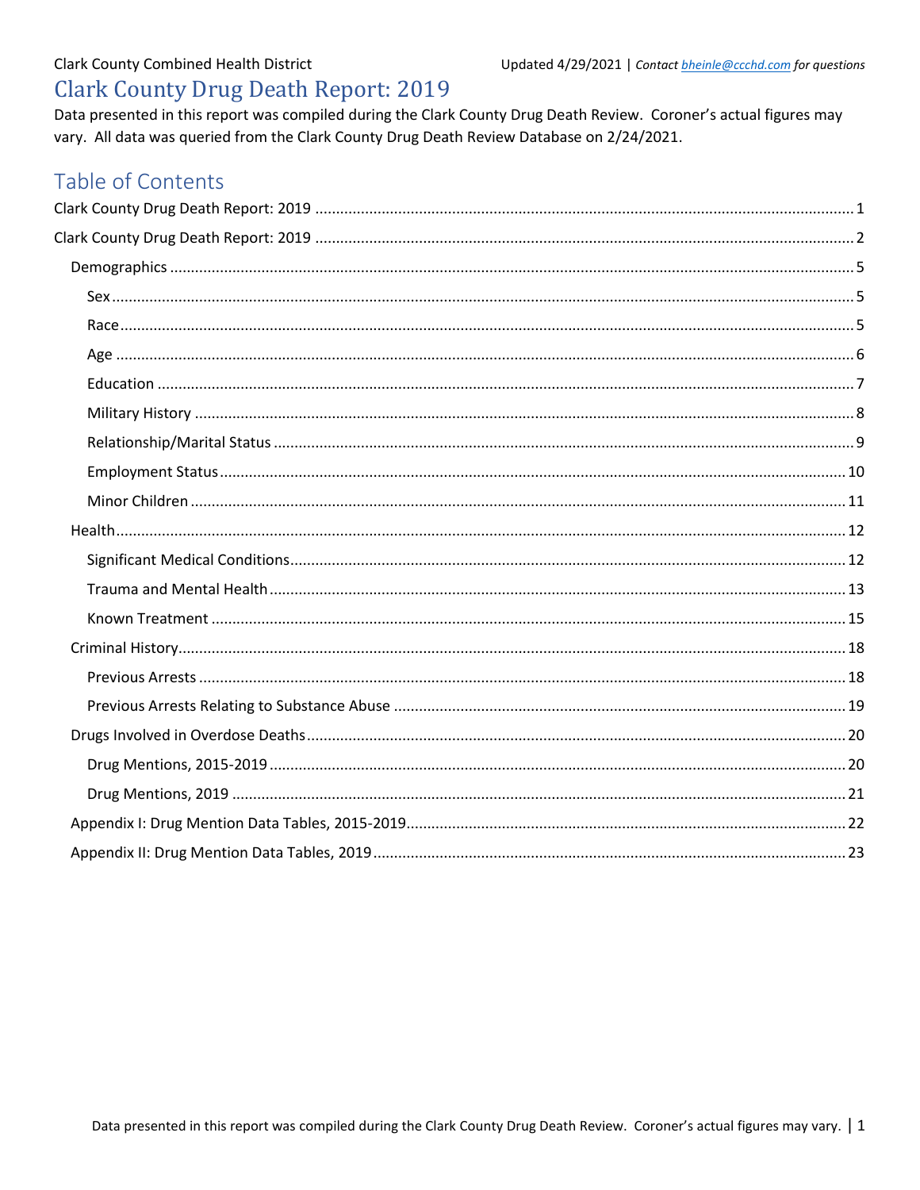# Clark County Drug Death Report: 2019

Data presented in this report was compiled during the Clark County Drug Death Review. Coroner's actual figures may vary. All data was queried from the Clark County Drug Death Review Database on 2/24/2021.

## Table of Contents

- Clark County Drug Death Report: 2019 ..... 1
- Clark County Drug Death Report: 2019 ..... 2
  - Demographics ..... 5
    - Sex ..... 5
    - Race ..... 5
    - Age ..... 6
    - Education ..... 7
    - Military History ..... 8
    - Relationship/Marital Status ..... 9
    - Employment Status ..... 10
    - Minor Children ..... 11
  - Health ..... 12
    - Significant Medical Conditions ..... 12
    - Trauma and Mental Health ..... 13
    - Known Treatment ..... 15
  - Criminal History ..... 18
    - Previous Arrests ..... 18
    - Previous Arrests Relating to Substance Abuse ..... 19
  - Drugs Involved in Overdose Deaths ..... 20
    - Drug Mentions, 2015-2019 ..... 20
    - Drug Mentions, 2019 ..... 21
  - Appendix I: Drug Mention Data Tables, 2015-2019 ..... 22
  - Appendix II: Drug Mention Data Tables, 2019 ..... 23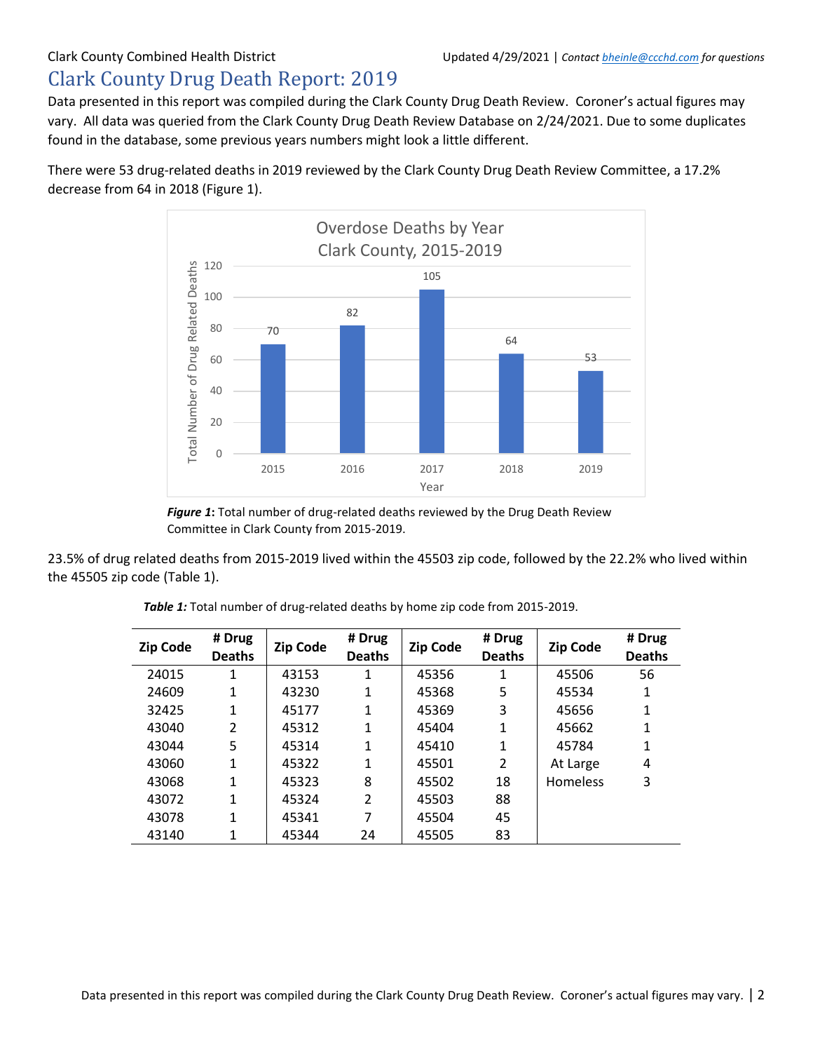Clark County Combined Health District

Updated 4/29/2021 | *Contact bheinle@ccchd.com for questions*

# Clark County Drug Death Report: 2019

Data presented in this report was compiled during the Clark County Drug Death Review. Coroner's actual figures may vary. All data was queried from the Clark County Drug Death Review Database on 2/24/2021. Due to some duplicates found in the database, some previous years numbers might look a little different.

There were 53 drug-related deaths in 2019 reviewed by the Clark County Drug Death Review Committee, a 17.2% decrease from 64 in 2018 (Figure 1).

Overdose Deaths by Year
Clark County, 2015-2019

| Year | Total Number of Drug Related Deaths |
|---|---|
| 2015 | 70 |
| 2016 | 82 |
| 2017 | 105 |
| 2018 | 64 |
| 2019 | 53 |

***Figure 1*****:** Total number of drug-related deaths reviewed by the Drug Death Review Committee in Clark County from 2015-2019.

23.5% of drug related deaths from 2015-2019 lived within the 45503 zip code, followed by the 22.2% who lived within the 45505 zip code (Table 1).

***Table 1:*** Total number of drug-related deaths by home zip code from 2015-2019.

| Zip Code | # Drug Deaths | Zip Code | # Drug Deaths | Zip Code | # Drug Deaths | Zip Code | # Drug Deaths |
|---|---|---|---|---|---|---|---|
| 24015 | 1 | 43153 | 1 | 45356 | 1 | 45506 | 56 |
| 24609 | 1 | 43230 | 1 | 45368 | 5 | 45534 | 1 |
| 32425 | 1 | 45177 | 1 | 45369 | 3 | 45656 | 1 |
| 43040 | 2 | 45312 | 1 | 45404 | 1 | 45662 | 1 |
| 43044 | 5 | 45314 | 1 | 45410 | 1 | 45784 | 1 |
| 43060 | 1 | 45322 | 1 | 45501 | 2 | At Large | 4 |
| 43068 | 1 | 45323 | 8 | 45502 | 18 | Homeless | 3 |
| 43072 | 1 | 45324 | 2 | 45503 | 88 | | |
| 43078 | 1 | 45341 | 7 | 45504 | 45 | | |
| 43140 | 1 | 45344 | 24 | 45505 | 83 | | |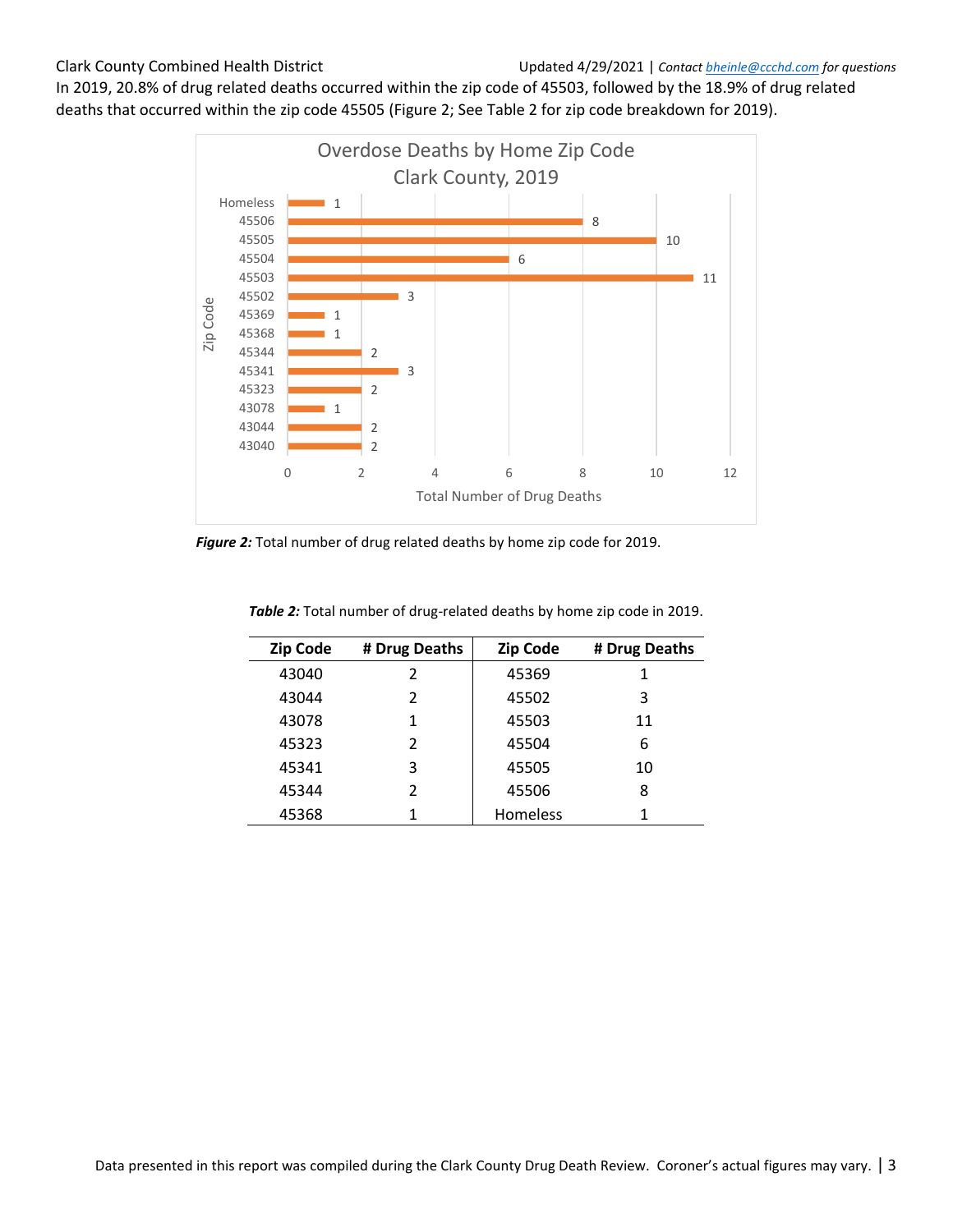In 2019, 20.8% of drug related deaths occurred within the zip code of 45503, followed by the 18.9% of drug related deaths that occurred within the zip code 45505 (Figure 2; See Table 2 for zip code breakdown for 2019).

***Figure 2:*** Total number of drug related deaths by home zip code for 2019.

***Table 2:*** Total number of drug-related deaths by home zip code in 2019.

| Zip Code | # Drug Deaths | Zip Code | # Drug Deaths |
|---|---|---|---|
| 43040 | 2 | 45369 | 1 |
| 43044 | 2 | 45502 | 3 |
| 43078 | 1 | 45503 | 11 |
| 45323 | 2 | 45504 | 6 |
| 45341 | 3 | 45505 | 10 |
| 45344 | 2 | 45506 | 8 |
| 45368 | 1 | Homeless | 1 |

Data presented in this report was compiled during the Clark County Drug Death Review. Coroner's actual figures may vary.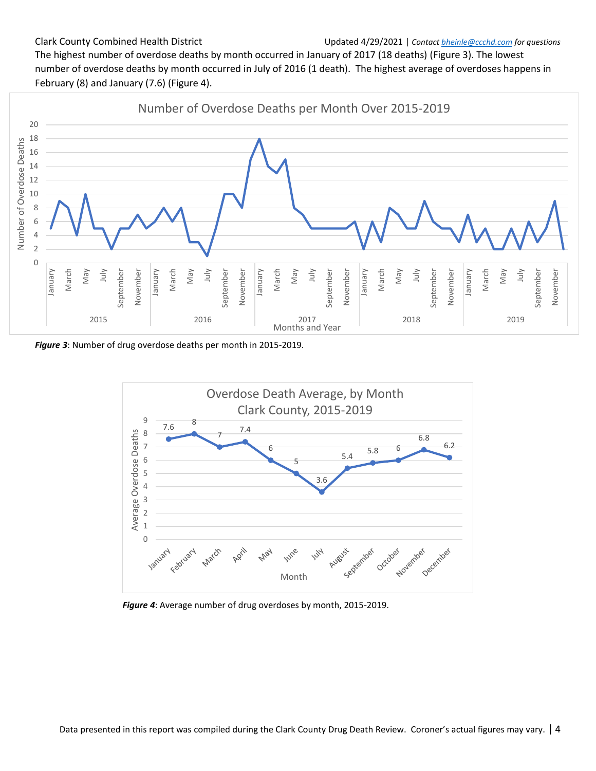The highest number of overdose deaths by month occurred in January of 2017 (18 deaths) (Figure 3). The lowest number of overdose deaths by month occurred in July of 2016 (1 death). The highest average of overdoses happens in February (8) and January (7.6) (Figure 4).

***Figure 3***: Number of drug overdose deaths per month in 2015-2019.

***Figure 4***: Average number of drug overdoses by month, 2015-2019.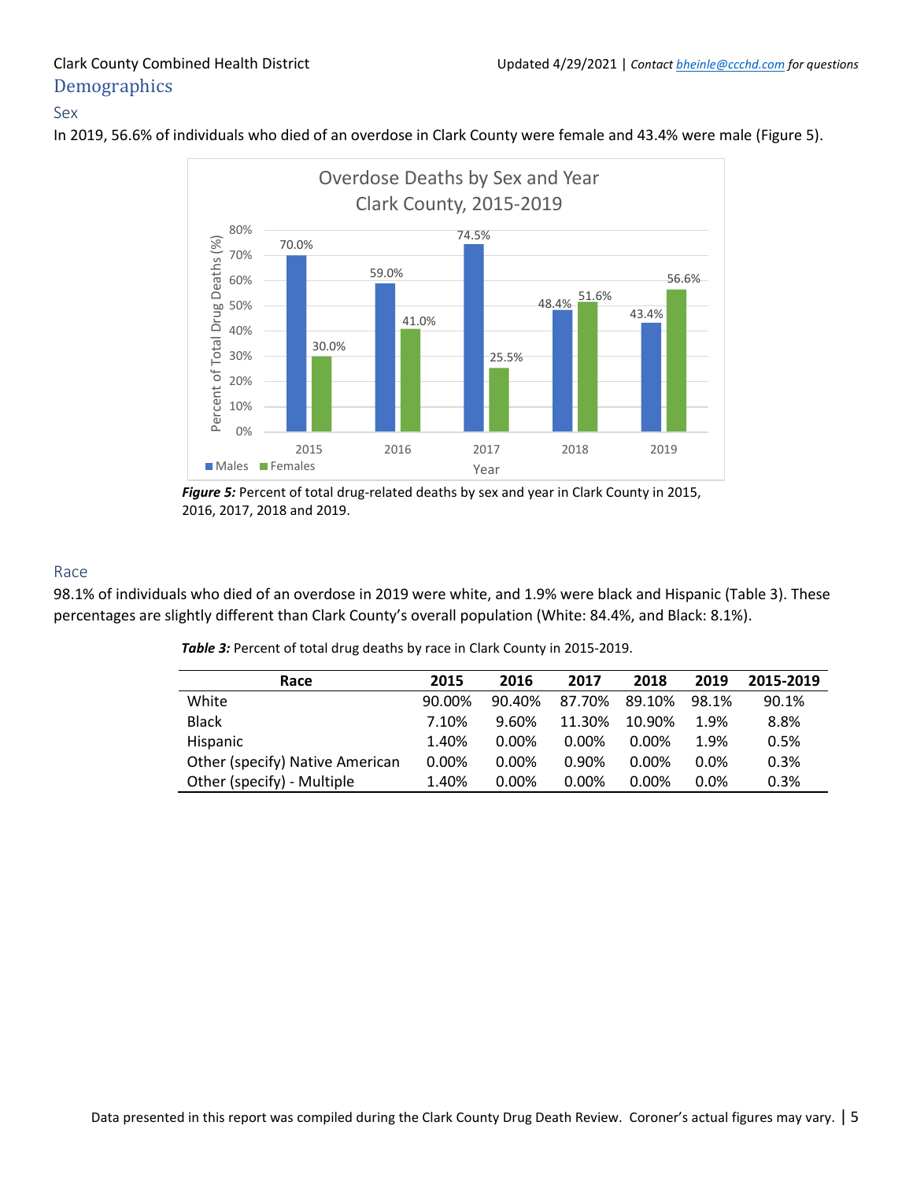# Demographics

## Sex

In 2019, 56.6% of individuals who died of an overdose in Clark County were female and 43.4% were male (Figure 5).

***Figure 5:*** Percent of total drug-related deaths by sex and year in Clark County in 2015, 2016, 2017, 2018 and 2019.

## Race

98.1% of individuals who died of an overdose in 2019 were white, and 1.9% were black and Hispanic (Table 3). These percentages are slightly different than Clark County's overall population (White: 84.4%, and Black: 8.1%).

***Table 3:*** Percent of total drug deaths by race in Clark County in 2015-2019.

| Race | 2015 | 2016 | 2017 | 2018 | 2019 | 2015-2019 |
|---|---|---|---|---|---|---|
| White | 90.00% | 90.40% | 87.70% | 89.10% | 98.1% | 90.1% |
| Black | 7.10% | 9.60% | 11.30% | 10.90% | 1.9% | 8.8% |
| Hispanic | 1.40% | 0.00% | 0.00% | 0.00% | 1.9% | 0.5% |
| Other (specify) Native American | 0.00% | 0.00% | 0.90% | 0.00% | 0.0% | 0.3% |
| Other (specify) - Multiple | 1.40% | 0.00% | 0.00% | 0.00% | 0.0% | 0.3% |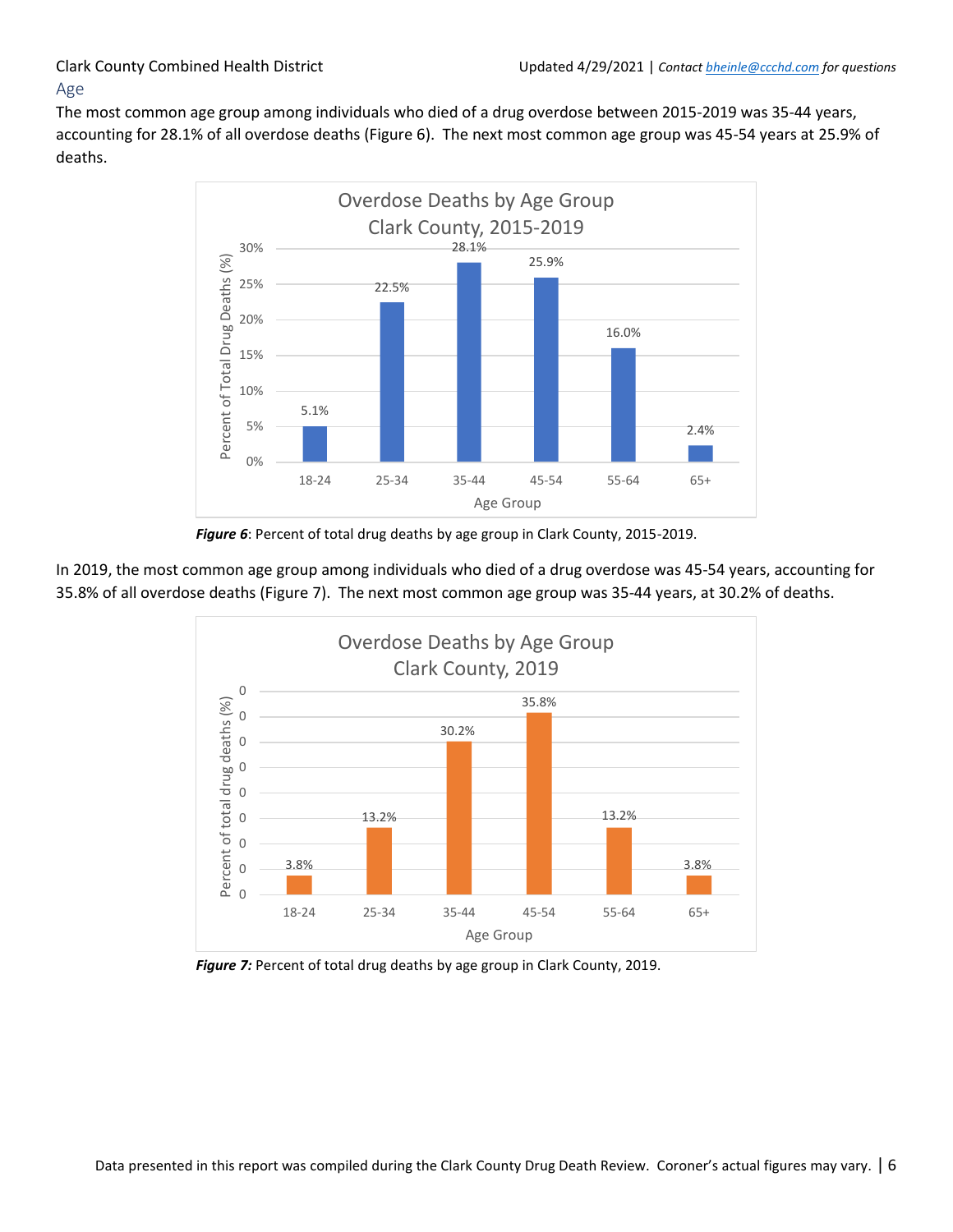## Age

The most common age group among individuals who died of a drug overdose between 2015-2019 was 35-44 years, accounting for 28.1% of all overdose deaths (Figure 6). The next most common age group was 45-54 years at 25.9% of deaths.

Overdose Deaths by Age Group
Clark County, 2015-2019

| Age Group | Percent of Total Drug Deaths (%) |
|---|---|
| 18-24 | 5.1% |
| 25-34 | 22.5% |
| 35-44 | 28.1% |
| 45-54 | 25.9% |
| 55-64 | 16.0% |
| 65+ | 2.4% |

***Figure 6***: Percent of total drug deaths by age group in Clark County, 2015-2019.

In 2019, the most common age group among individuals who died of a drug overdose was 45-54 years, accounting for 35.8% of all overdose deaths (Figure 7). The next most common age group was 35-44 years, at 30.2% of deaths.

Overdose Deaths by Age Group
Clark County, 2019

| Age Group | Percent of total drug deaths (%) |
|---|---|
| 18-24 | 3.8% |
| 25-34 | 13.2% |
| 35-44 | 30.2% |
| 45-54 | 35.8% |
| 55-64 | 13.2% |
| 65+ | 3.8% |

***Figure 7:*** Percent of total drug deaths by age group in Clark County, 2019.

Data presented in this report was compiled during the Clark County Drug Death Review. Coroner's actual figures may vary.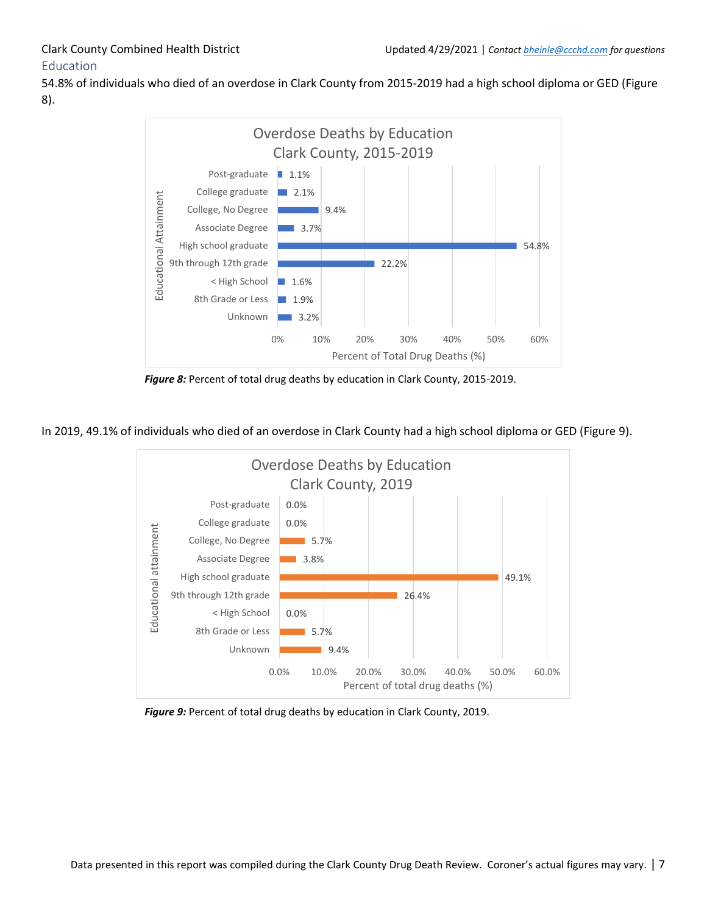## Education

54.8% of individuals who died of an overdose in Clark County from 2015-2019 had a high school diploma or GED (Figure 8).

**Overdose Deaths by Education Clark County, 2015-2019**

| Educational Attainment | Percent of Total Drug Deaths (%) |
|---|---|
| Post-graduate | 1.1% |
| College graduate | 2.1% |
| College, No Degree | 9.4% |
| Associate Degree | 3.7% |
| High school graduate | 54.8% |
| 9th through 12th grade | 22.2% |
| < High School | 1.6% |
| 8th Grade or Less | 1.9% |
| Unknown | 3.2% |

***Figure 8:*** Percent of total drug deaths by education in Clark County, 2015-2019.

In 2019, 49.1% of individuals who died of an overdose in Clark County had a high school diploma or GED (Figure 9).

**Overdose Deaths by Education Clark County, 2019**

| Educational attainment | Percent of total drug deaths (%) |
|---|---|
| Post-graduate | 0.0% |
| College graduate | 0.0% |
| College, No Degree | 5.7% |
| Associate Degree | 3.8% |
| High school graduate | 49.1% |
| 9th through 12th grade | 26.4% |
| < High School | 0.0% |
| 8th Grade or Less | 5.7% |
| Unknown | 9.4% |

***Figure 9:*** Percent of total drug deaths by education in Clark County, 2019.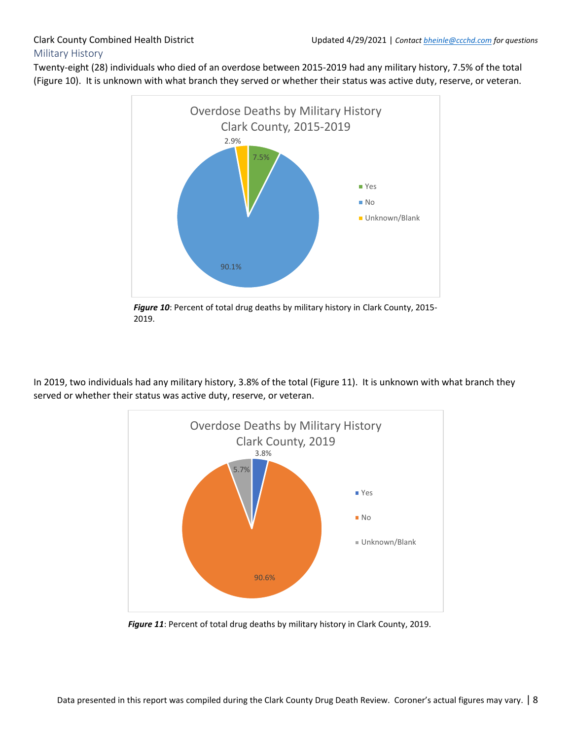## Military History

Twenty-eight (28) individuals who died of an overdose between 2015-2019 had any military history, 7.5% of the total (Figure 10). It is unknown with what branch they served or whether their status was active duty, reserve, or veteran.

***Figure 10***: Percent of total drug deaths by military history in Clark County, 2015-2019.

In 2019, two individuals had any military history, 3.8% of the total (Figure 11). It is unknown with what branch they served or whether their status was active duty, reserve, or veteran.

***Figure 11***: Percent of total drug deaths by military history in Clark County, 2019.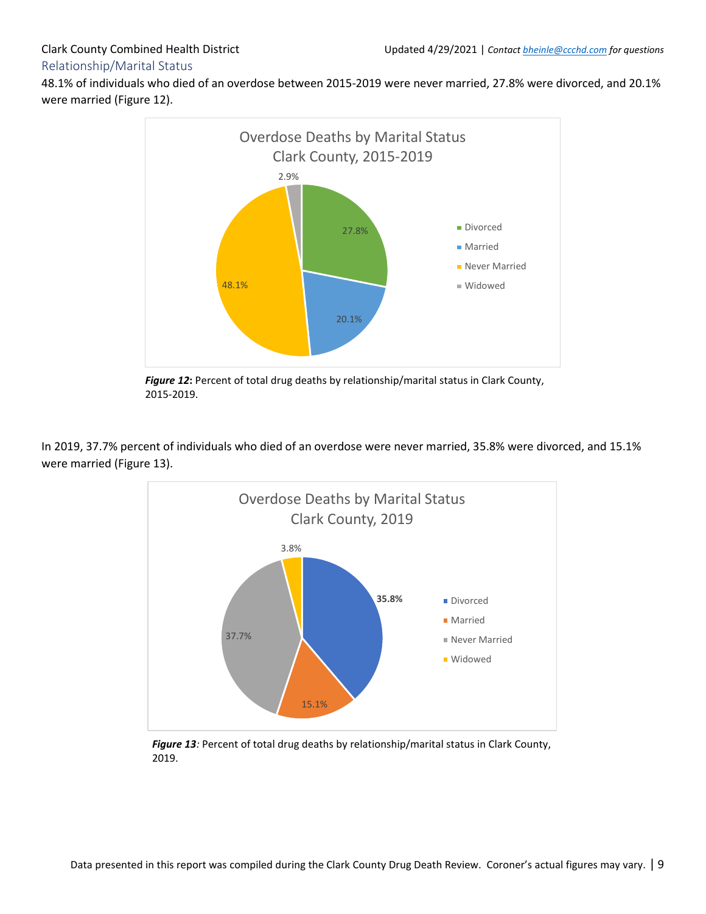## Relationship/Marital Status

48.1% of individuals who died of an overdose between 2015-2019 were never married, 27.8% were divorced, and 20.1% were married (Figure 12).

***Figure 12*:** Percent of total drug deaths by relationship/marital status in Clark County, 2015-2019.

In 2019, 37.7% percent of individuals who died of an overdose were never married, 35.8% were divorced, and 15.1% were married (Figure 13).

***Figure 13**:* Percent of total drug deaths by relationship/marital status in Clark County, 2019.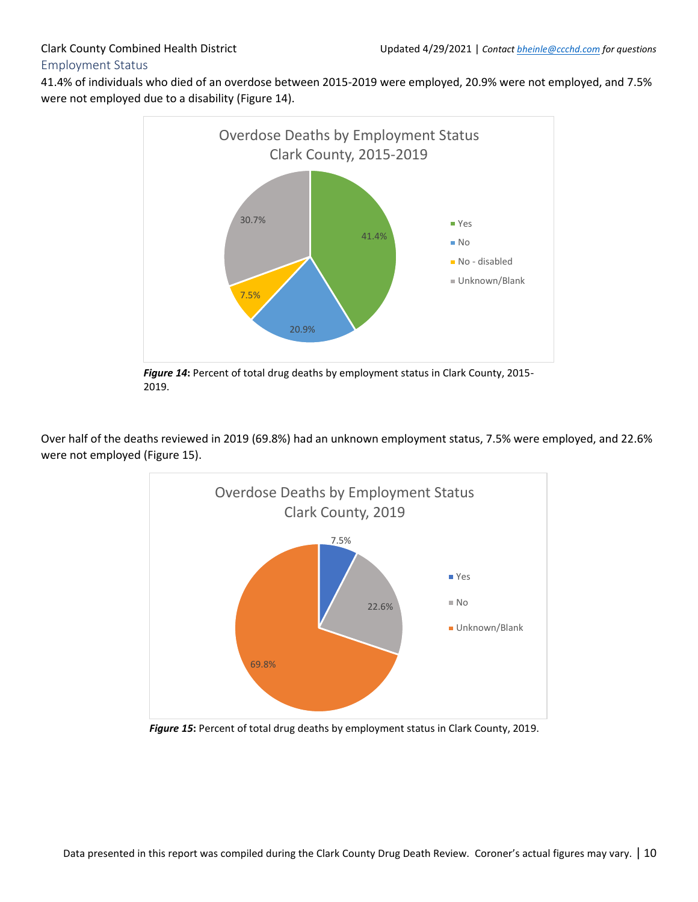## Employment Status

41.4% of individuals who died of an overdose between 2015-2019 were employed, 20.9% were not employed, and 7.5% were not employed due to a disability (Figure 14).

***Figure 14***: Percent of total drug deaths by employment status in Clark County, 2015-2019.

Over half of the deaths reviewed in 2019 (69.8%) had an unknown employment status, 7.5% were employed, and 22.6% were not employed (Figure 15).

***Figure 15***: Percent of total drug deaths by employment status in Clark County, 2019.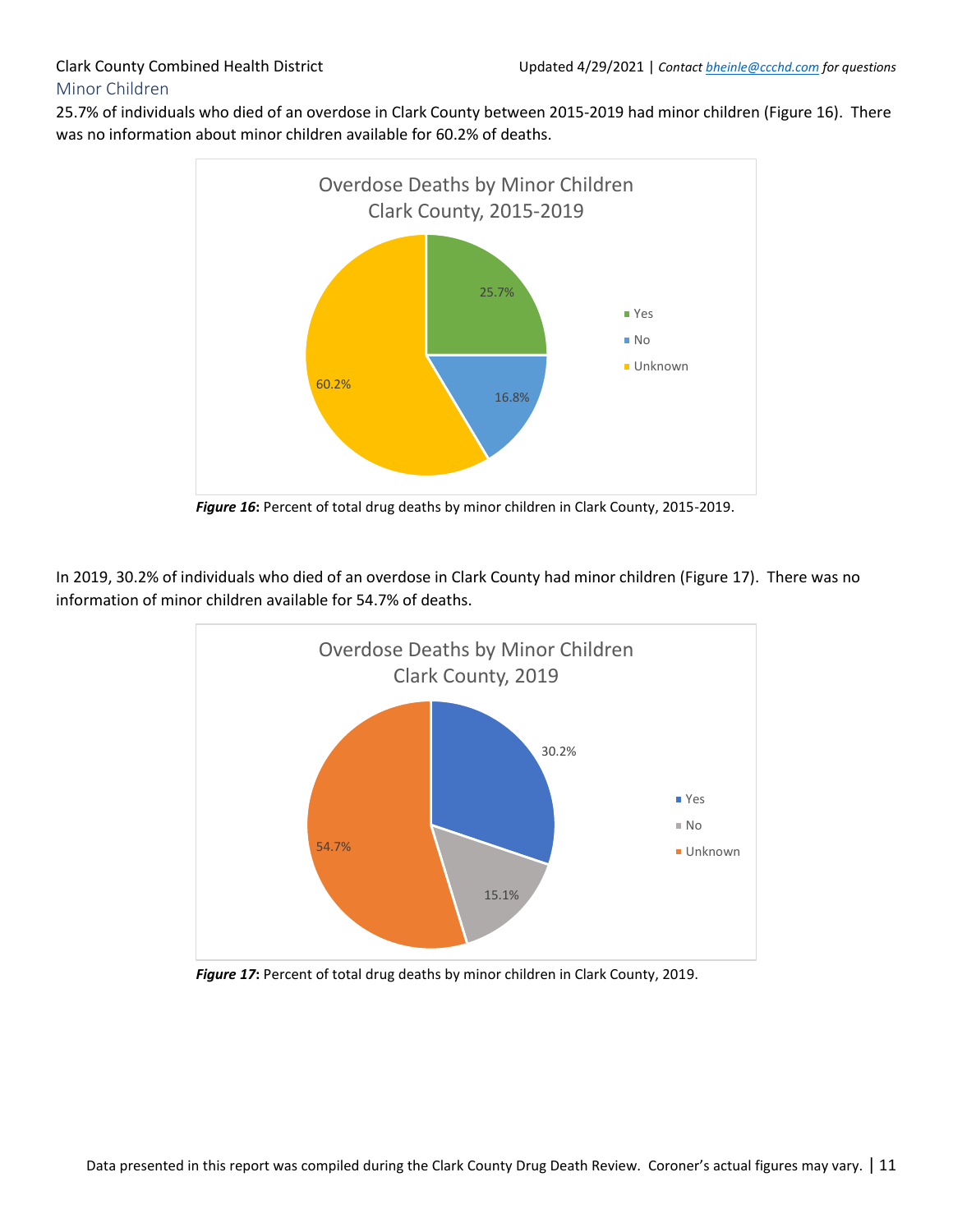## Minor Children

25.7% of individuals who died of an overdose in Clark County between 2015-2019 had minor children (Figure 16). There was no information about minor children available for 60.2% of deaths.

**Overdose Deaths by Minor Children Clark County, 2015-2019**

| Minor Children | Percent |
|---|---|
| Yes | 25.7% |
| No | 16.8% |
| Unknown | 60.2% |

***Figure 16*****:** Percent of total drug deaths by minor children in Clark County, 2015-2019.

In 2019, 30.2% of individuals who died of an overdose in Clark County had minor children (Figure 17). There was no information of minor children available for 54.7% of deaths.

**Overdose Deaths by Minor Children Clark County, 2019**

| Minor Children | Percent |
|---|---|
| Yes | 30.2% |
| No | 15.1% |
| Unknown | 54.7% |

***Figure 17*****:** Percent of total drug deaths by minor children in Clark County, 2019.

Data presented in this report was compiled during the Clark County Drug Death Review. Coroner's actual figures may vary.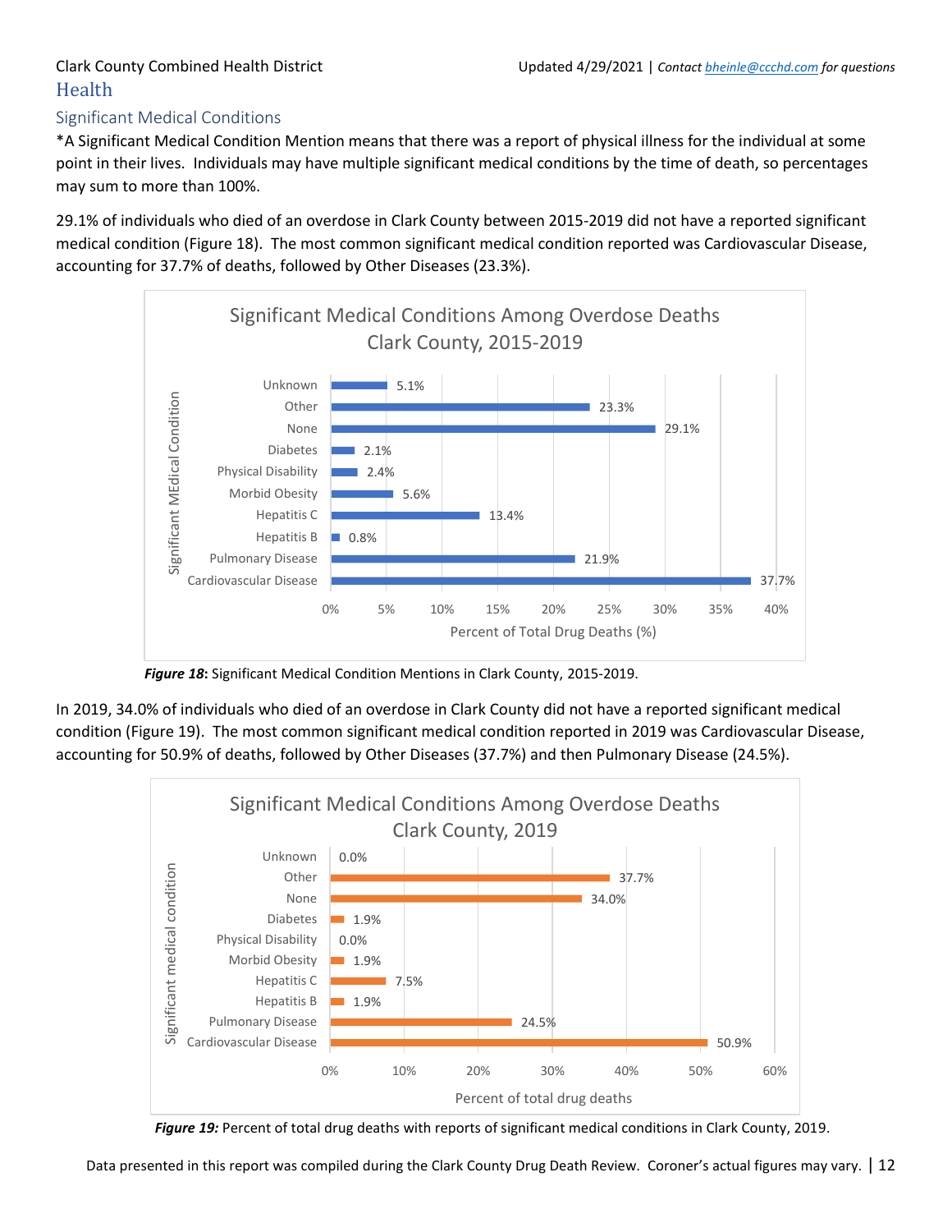## Health

### Significant Medical Conditions

*A Significant Medical Condition Mention means that there was a report of physical illness for the individual at some point in their lives. Individuals may have multiple significant medical conditions by the time of death, so percentages may sum to more than 100%.

29.1% of individuals who died of an overdose in Clark County between 2015-2019 did not have a reported significant medical condition (Figure 18). The most common significant medical condition reported was Cardiovascular Disease, accounting for 37.7% of deaths, followed by Other Diseases (23.3%).

**Significant Medical Conditions Among Overdose Deaths Clark County, 2015-2019**

| Significant Medical Condition | Percent of Total Drug Deaths (%) |
|---|---|
| Unknown | 5.1% |
| Other | 23.3% |
| None | 29.1% |
| Diabetes | 2.1% |
| Physical Disability | 2.4% |
| Morbid Obesity | 5.6% |
| Hepatitis C | 13.4% |
| Hepatitis B | 0.8% |
| Pulmonary Disease | 21.9% |
| Cardiovascular Disease | 37.7% |

***Figure 18***: Significant Medical Condition Mentions in Clark County, 2015-2019.

In 2019, 34.0% of individuals who died of an overdose in Clark County did not have a reported significant medical condition (Figure 19). The most common significant medical condition reported in 2019 was Cardiovascular Disease, accounting for 50.9% of deaths, followed by Other Diseases (37.7%) and then Pulmonary Disease (24.5%).

**Significant Medical Conditions Among Overdose Deaths Clark County, 2019**

| Significant medical condition | Percent of total drug deaths |
|---|---|
| Unknown | 0.0% |
| Other | 37.7% |
| None | 34.0% |
| Diabetes | 1.9% |
| Physical Disability | 0.0% |
| Morbid Obesity | 1.9% |
| Hepatitis C | 7.5% |
| Hepatitis B | 1.9% |
| Pulmonary Disease | 24.5% |
| Cardiovascular Disease | 50.9% |

***Figure 19:*** Percent of total drug deaths with reports of significant medical conditions in Clark County, 2019.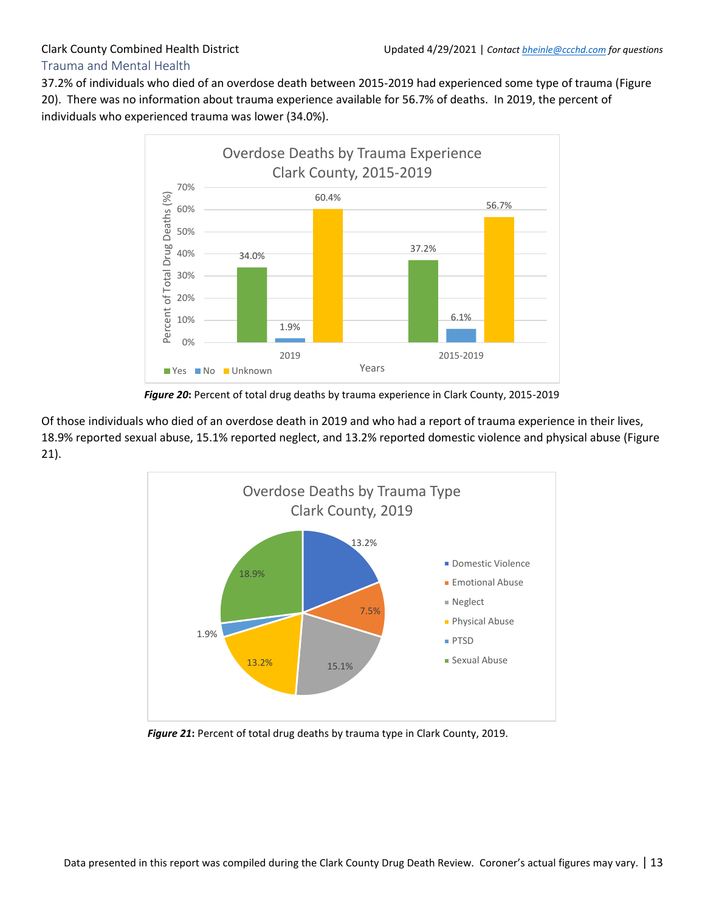## Trauma and Mental Health

37.2% of individuals who died of an overdose death between 2015-2019 had experienced some type of trauma (Figure 20). There was no information about trauma experience available for 56.7% of deaths. In 2019, the percent of individuals who experienced trauma was lower (34.0%).

***Figure 20*****:** Percent of total drug deaths by trauma experience in Clark County, 2015-2019

Of those individuals who died of an overdose death in 2019 and who had a report of trauma experience in their lives, 18.9% reported sexual abuse, 15.1% reported neglect, and 13.2% reported domestic violence and physical abuse (Figure 21).

***Figure 21*****:** Percent of total drug deaths by trauma type in Clark County, 2019.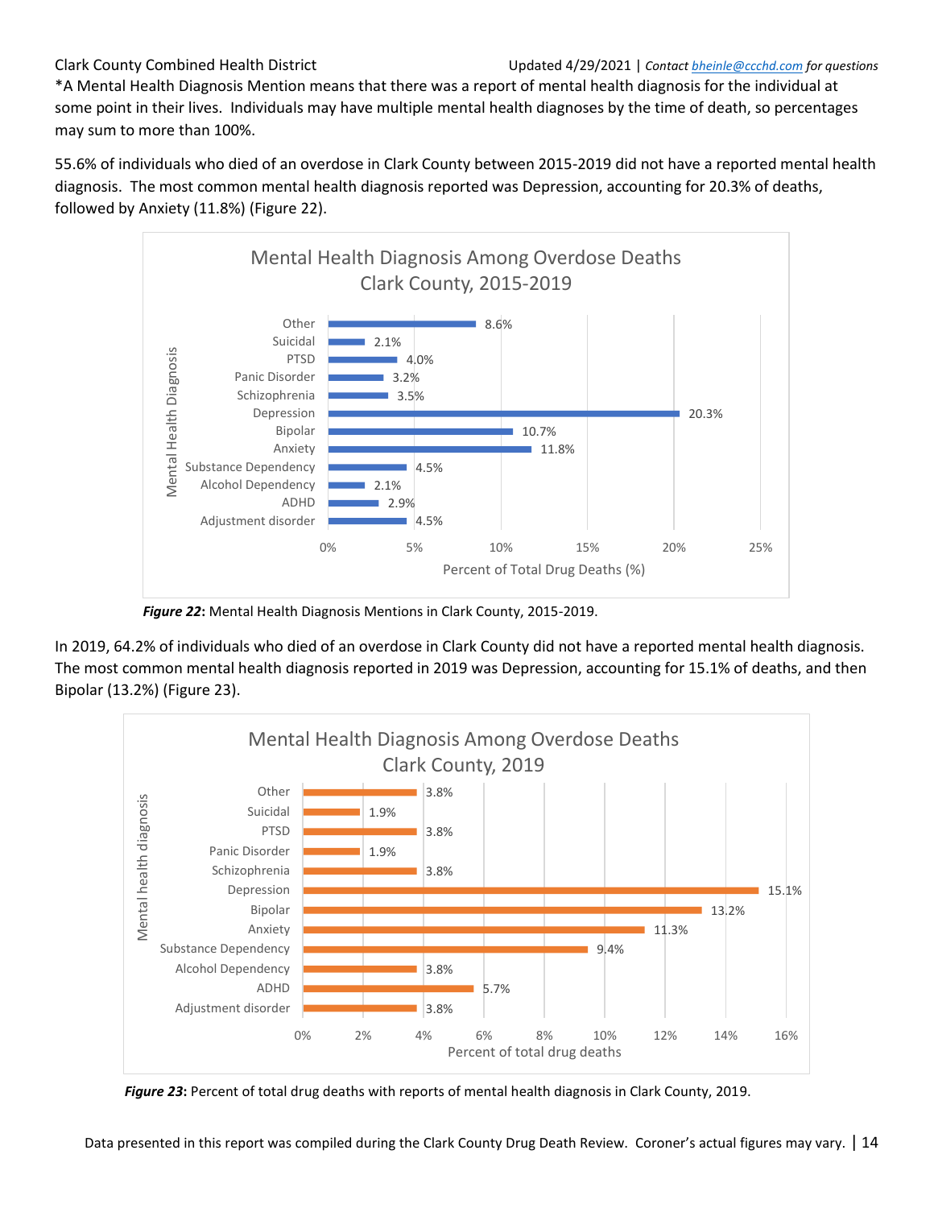*A Mental Health Diagnosis Mention means that there was a report of mental health diagnosis for the individual at some point in their lives. Individuals may have multiple mental health diagnoses by the time of death, so percentages may sum to more than 100%.

55.6% of individuals who died of an overdose in Clark County between 2015-2019 did not have a reported mental health diagnosis. The most common mental health diagnosis reported was Depression, accounting for 20.3% of deaths, followed by Anxiety (11.8%) (Figure 22).

**Mental Health Diagnosis Among Overdose Deaths Clark County, 2015-2019**

| Mental Health Diagnosis | Percent of Total Drug Deaths (%) |
|---|---|
| Other | 8.6% |
| Suicidal | 2.1% |
| PTSD | 4.0% |
| Panic Disorder | 3.2% |
| Schizophrenia | 3.5% |
| Depression | 20.3% |
| Bipolar | 10.7% |
| Anxiety | 11.8% |
| Substance Dependency | 4.5% |
| Alcohol Dependency | 2.1% |
| ADHD | 2.9% |
| Adjustment disorder | 4.5% |

***Figure 22*****:** Mental Health Diagnosis Mentions in Clark County, 2015-2019.

In 2019, 64.2% of individuals who died of an overdose in Clark County did not have a reported mental health diagnosis. The most common mental health diagnosis reported in 2019 was Depression, accounting for 15.1% of deaths, and then Bipolar (13.2%) (Figure 23).

**Mental Health Diagnosis Among Overdose Deaths Clark County, 2019**

| Mental health diagnosis | Percent of total drug deaths |
|---|---|
| Other | 3.8% |
| Suicidal | 1.9% |
| PTSD | 3.8% |
| Panic Disorder | 1.9% |
| Schizophrenia | 3.8% |
| Depression | 15.1% |
| Bipolar | 13.2% |
| Anxiety | 11.3% |
| Substance Dependency | 9.4% |
| Alcohol Dependency | 3.8% |
| ADHD | 5.7% |
| Adjustment disorder | 3.8% |

***Figure 23*****:** Percent of total drug deaths with reports of mental health diagnosis in Clark County, 2019.

Data presented in this report was compiled during the Clark County Drug Death Review. Coroner's actual figures may vary.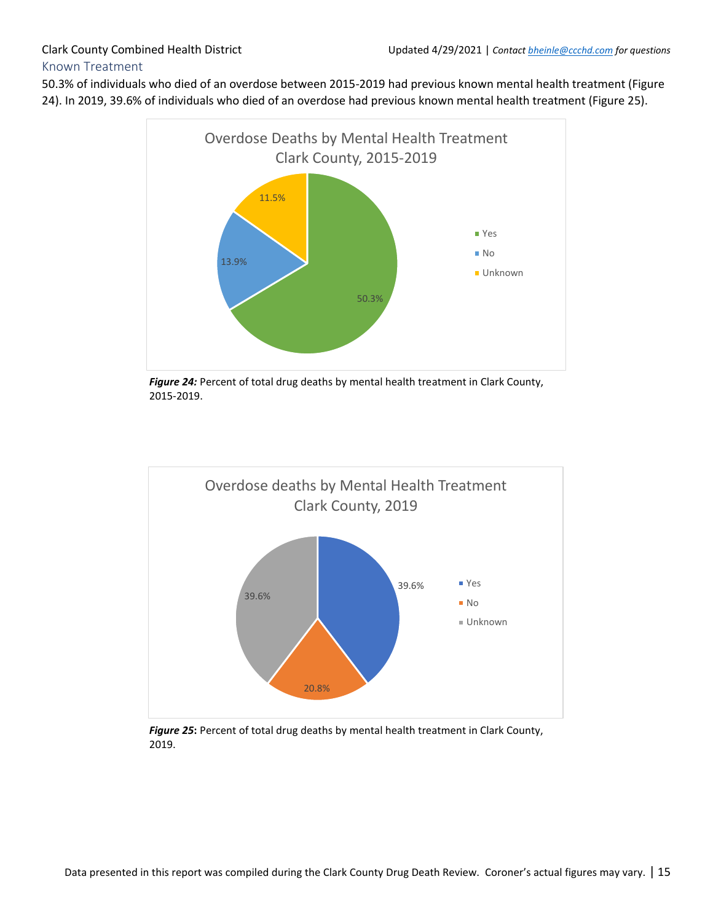## Known Treatment

50.3% of individuals who died of an overdose between 2015-2019 had previous known mental health treatment (Figure 24). In 2019, 39.6% of individuals who died of an overdose had previous known mental health treatment (Figure 25).

***Figure 24:*** Percent of total drug deaths by mental health treatment in Clark County, 2015-2019.

***Figure 25*****:** Percent of total drug deaths by mental health treatment in Clark County, 2019.

Data presented in this report was compiled during the Clark County Drug Death Review. Coroner's actual figures may vary.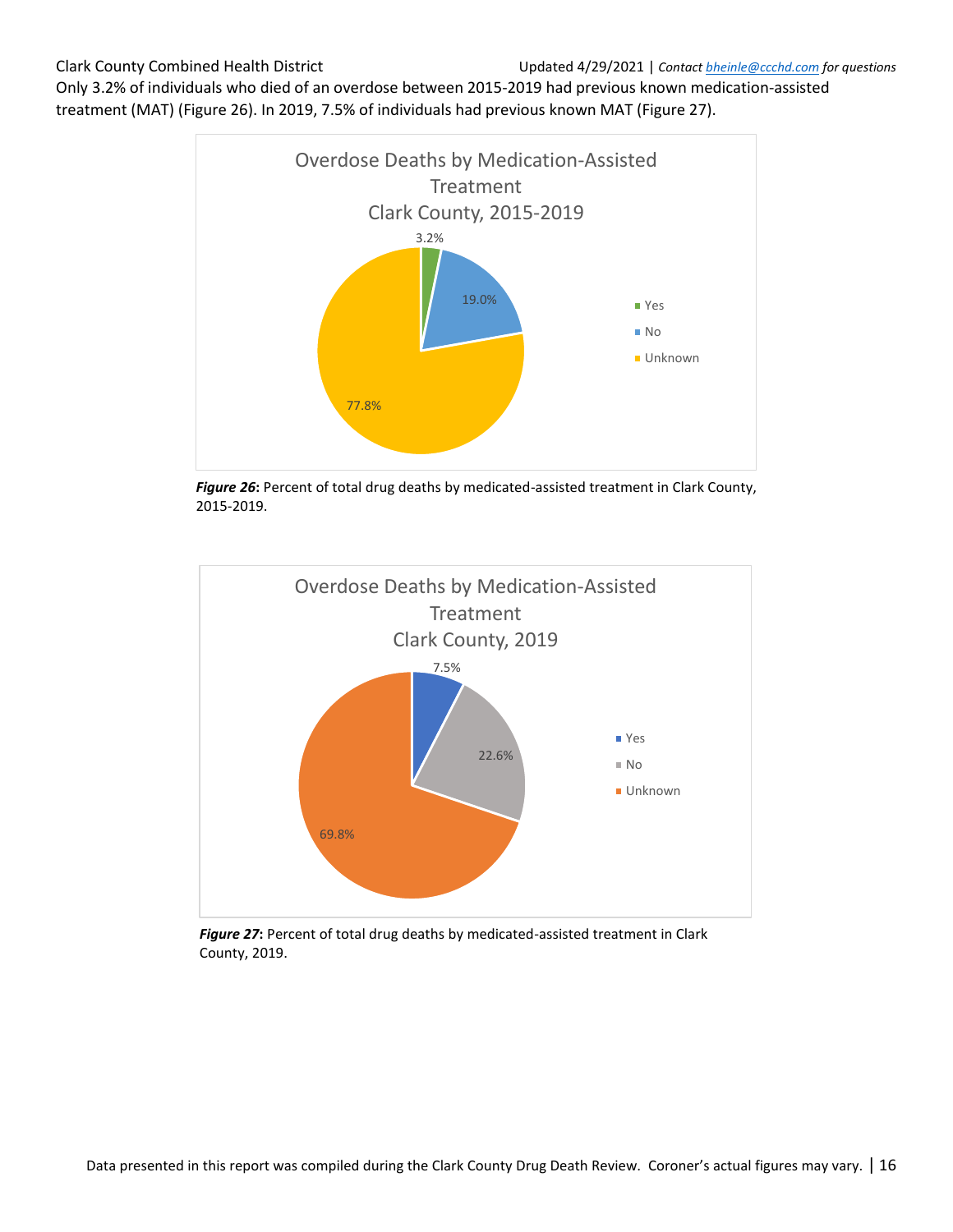Only 3.2% of individuals who died of an overdose between 2015-2019 had previous known medication-assisted treatment (MAT) (Figure 26). In 2019, 7.5% of individuals had previous known MAT (Figure 27).

Overdose Deaths by Medication-Assisted Treatment
Clark County, 2015-2019

| Category | Percent |
| --- | --- |
| Yes | 3.2% |
| No | 19.0% |
| Unknown | 77.8% |

***Figure 26*:** Percent of total drug deaths by medicated-assisted treatment in Clark County, 2015-2019.

Overdose Deaths by Medication-Assisted Treatment
Clark County, 2019

| Category | Percent |
| --- | --- |
| Yes | 7.5% |
| No | 22.6% |
| Unknown | 69.8% |

***Figure 27*:** Percent of total drug deaths by medicated-assisted treatment in Clark County, 2019.

Data presented in this report was compiled during the Clark County Drug Death Review. Coroner's actual figures may vary.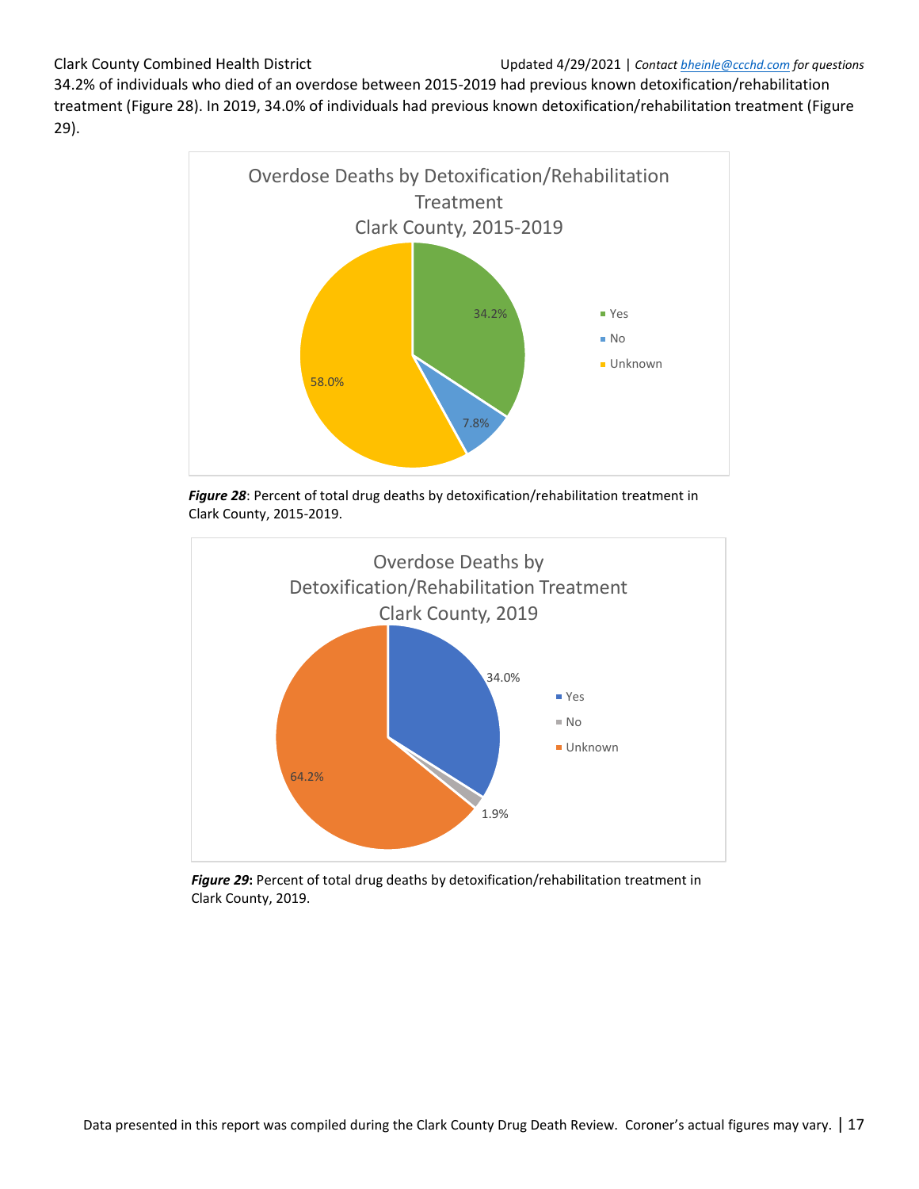34.2% of individuals who died of an overdose between 2015-2019 had previous known detoxification/rehabilitation treatment (Figure 28). In 2019, 34.0% of individuals had previous known detoxification/rehabilitation treatment (Figure 29).

Overdose Deaths by Detoxification/Rehabilitation Treatment
Clark County, 2015-2019

| Category | Percent |
| --- | --- |
| Yes | 34.2% |
| No | 7.8% |
| Unknown | 58.0% |

***Figure 28***: Percent of total drug deaths by detoxification/rehabilitation treatment in Clark County, 2015-2019.

Overdose Deaths by Detoxification/Rehabilitation Treatment
Clark County, 2019

| Category | Percent |
| --- | --- |
| Yes | 34.0% |
| No | 1.9% |
| Unknown | 64.2% |

***Figure 29***: Percent of total drug deaths by detoxification/rehabilitation treatment in Clark County, 2019.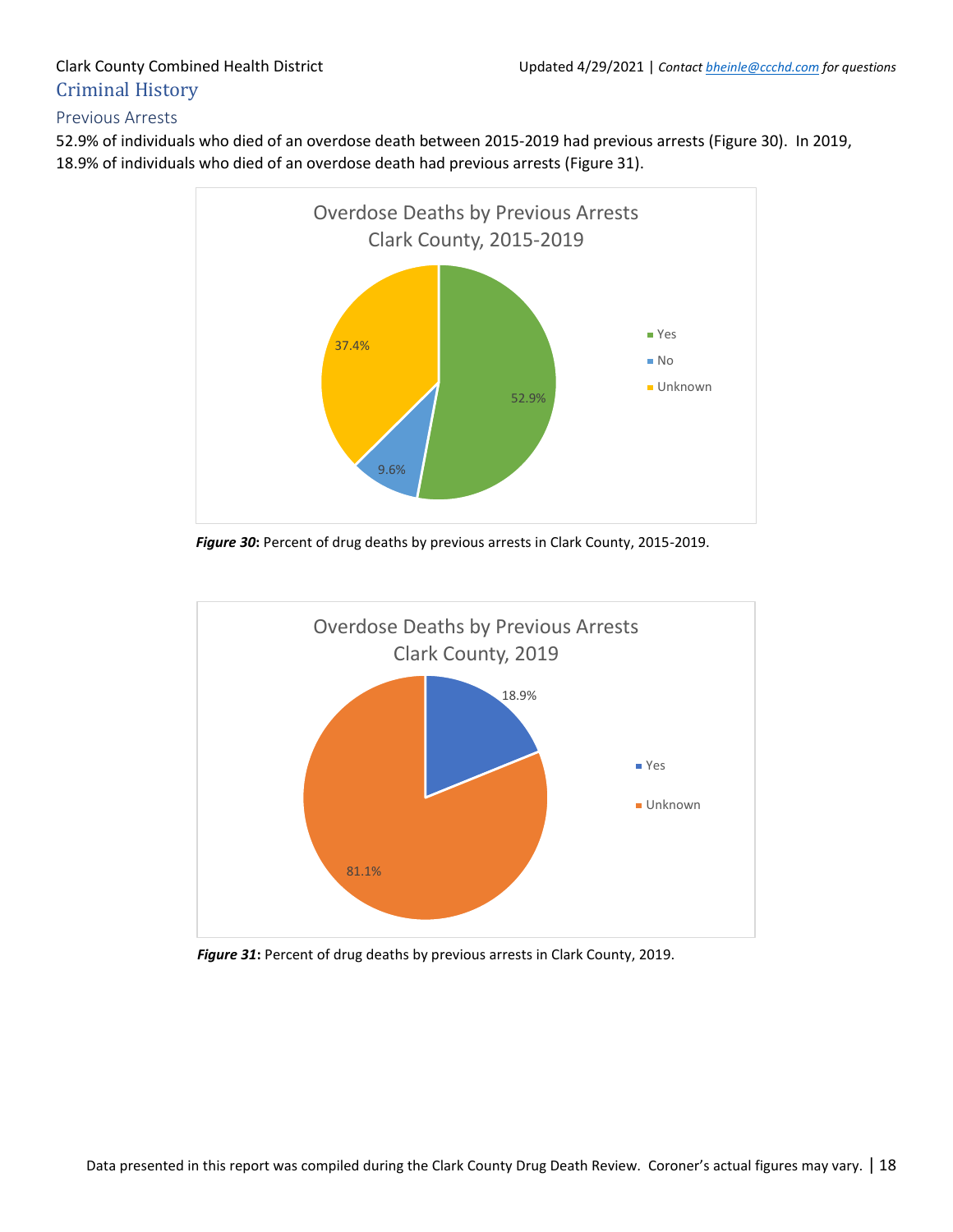## Criminal History

### Previous Arrests

52.9% of individuals who died of an overdose death between 2015-2019 had previous arrests (Figure 30). In 2019, 18.9% of individuals who died of an overdose death had previous arrests (Figure 31).

Overdose Deaths by Previous Arrests
Clark County, 2015-2019

| Category | Percent |
| --- | --- |
| Yes | 52.9% |
| No | 9.6% |
| Unknown | 37.4% |

***Figure 30*:** Percent of drug deaths by previous arrests in Clark County, 2015-2019.

Overdose Deaths by Previous Arrests
Clark County, 2019

| Category | Percent |
| --- | --- |
| Yes | 18.9% |
| Unknown | 81.1% |

***Figure 31*:** Percent of drug deaths by previous arrests in Clark County, 2019.

Data presented in this report was compiled during the Clark County Drug Death Review. Coroner's actual figures may vary.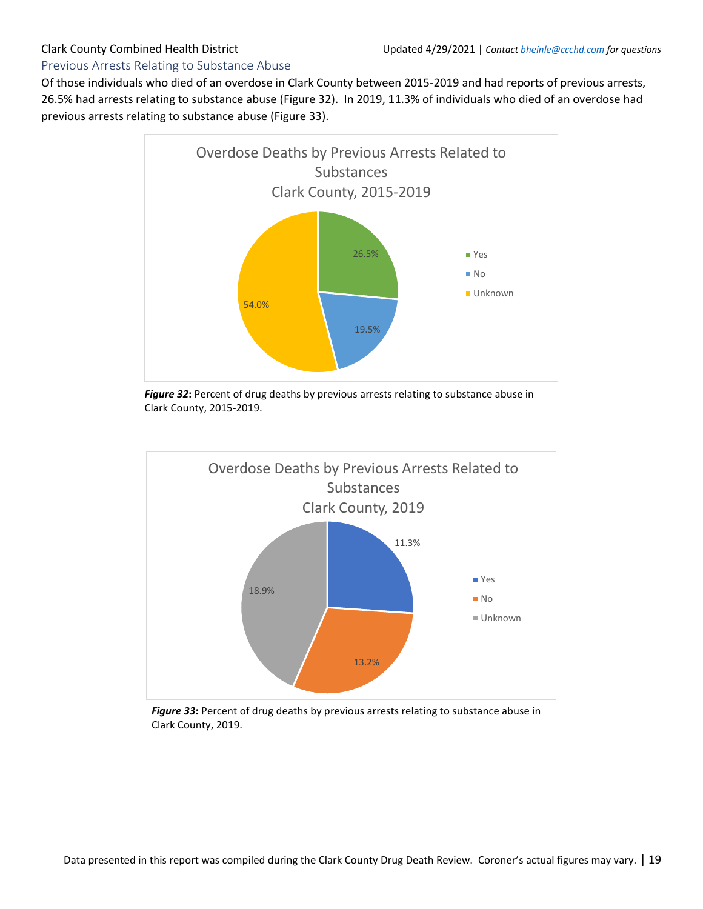## Previous Arrests Relating to Substance Abuse

Of those individuals who died of an overdose in Clark County between 2015-2019 and had reports of previous arrests, 26.5% had arrests relating to substance abuse (Figure 32). In 2019, 11.3% of individuals who died of an overdose had previous arrests relating to substance abuse (Figure 33).

**Overdose Deaths by Previous Arrests Related to Substances Clark County, 2015-2019**

| Category | Percent |
| --- | --- |
| Yes | 26.5% |
| No | 19.5% |
| Unknown | 54.0% |

***Figure 32*****:** Percent of drug deaths by previous arrests relating to substance abuse in Clark County, 2015-2019.

**Overdose Deaths by Previous Arrests Related to Substances Clark County, 2019**

| Category | Percent |
| --- | --- |
| Yes | 11.3% |
| No | 13.2% |
| Unknown | 18.9% |

***Figure 33*****:** Percent of drug deaths by previous arrests relating to substance abuse in Clark County, 2019.

Data presented in this report was compiled during the Clark County Drug Death Review. Coroner's actual figures may vary.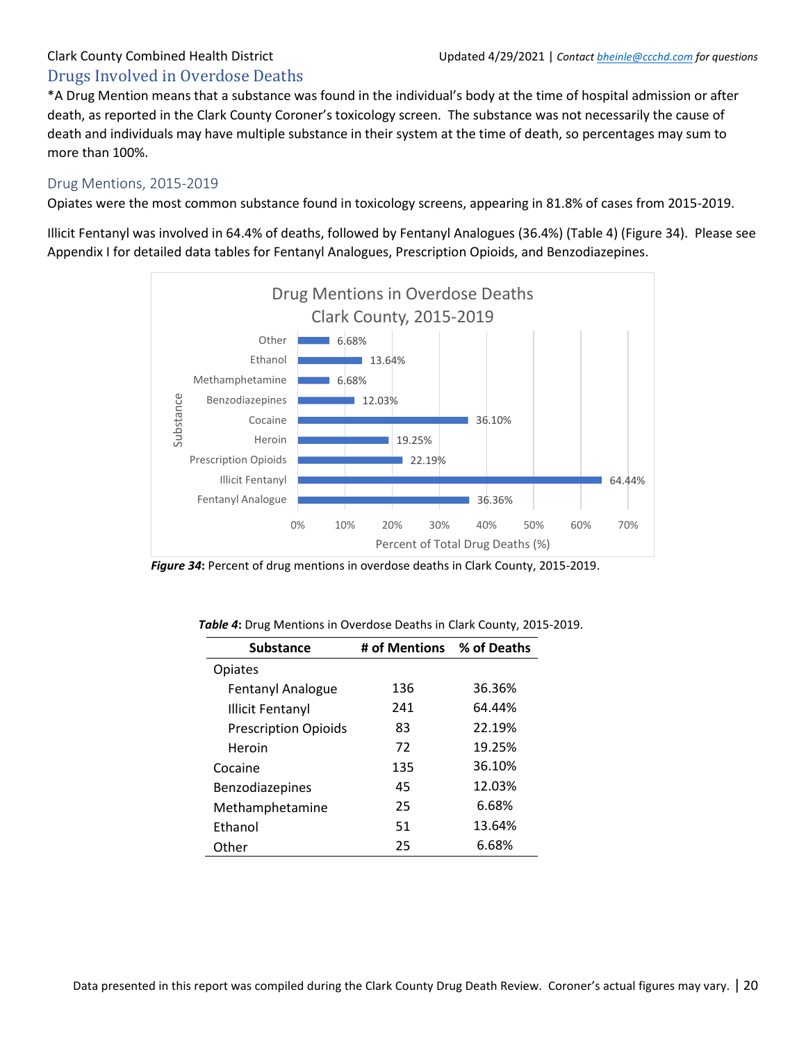## Drugs Involved in Overdose Deaths

*A Drug Mention means that a substance was found in the individual's body at the time of hospital admission or after death, as reported in the Clark County Coroner's toxicology screen. The substance was not necessarily the cause of death and individuals may have multiple substance in their system at the time of death, so percentages may sum to more than 100%.

### Drug Mentions, 2015-2019

Opiates were the most common substance found in toxicology screens, appearing in 81.8% of cases from 2015-2019.

Illicit Fentanyl was involved in 64.4% of deaths, followed by Fentanyl Analogues (36.4%) (Table 4) (Figure 34). Please see Appendix I for detailed data tables for Fentanyl Analogues, Prescription Opioids, and Benzodiazepines.

Drug Mentions in Overdose Deaths
Clark County, 2015-2019

| Substance | Percent of Total Drug Deaths (%) |
|---|---|
| Other | 6.68% |
| Ethanol | 13.64% |
| Methamphetamine | 6.68% |
| Benzodiazepines | 12.03% |
| Cocaine | 36.10% |
| Heroin | 19.25% |
| Prescription Opioids | 22.19% |
| Illicit Fentanyl | 64.44% |
| Fentanyl Analogue | 36.36% |

***Figure 34*:** Percent of drug mentions in overdose deaths in Clark County, 2015-2019.

***Table 4*:** Drug Mentions in Overdose Deaths in Clark County, 2015-2019.

| Substance | # of Mentions | % of Deaths |
|---|---|---|
| Opiates | | |
| Fentanyl Analogue | 136 | 36.36% |
| Illicit Fentanyl | 241 | 64.44% |
| Prescription Opioids | 83 | 22.19% |
| Heroin | 72 | 19.25% |
| Cocaine | 135 | 36.10% |
| Benzodiazepines | 45 | 12.03% |
| Methamphetamine | 25 | 6.68% |
| Ethanol | 51 | 13.64% |
| Other | 25 | 6.68% |

Data presented in this report was compiled during the Clark County Drug Death Review. Coroner's actual figures may vary.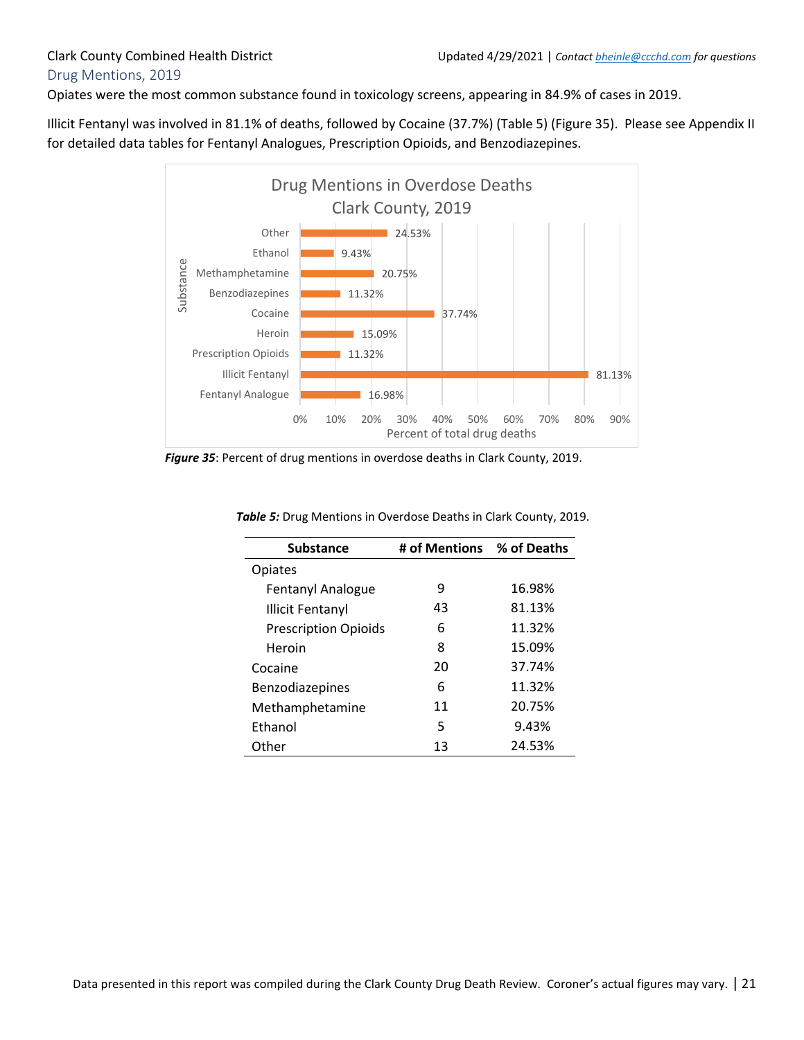## Drug Mentions, 2019

Opiates were the most common substance found in toxicology screens, appearing in 84.9% of cases in 2019.

Illicit Fentanyl was involved in 81.1% of deaths, followed by Cocaine (37.7%) (Table 5) (Figure 35). Please see Appendix II for detailed data tables for Fentanyl Analogues, Prescription Opioids, and Benzodiazepines.

***Figure 35***: Percent of drug mentions in overdose deaths in Clark County, 2019.

***Table 5:*** Drug Mentions in Overdose Deaths in Clark County, 2019.

| Substance | # of Mentions | % of Deaths |
|---|---|---|
| Opiates | | |
| Fentanyl Analogue | 9 | 16.98% |
| Illicit Fentanyl | 43 | 81.13% |
| Prescription Opioids | 6 | 11.32% |
| Heroin | 8 | 15.09% |
| Cocaine | 20 | 37.74% |
| Benzodiazepines | 6 | 11.32% |
| Methamphetamine | 11 | 20.75% |
| Ethanol | 5 | 9.43% |
| Other | 13 | 24.53% |

Data presented in this report was compiled during the Clark County Drug Death Review. Coroner's actual figures may vary.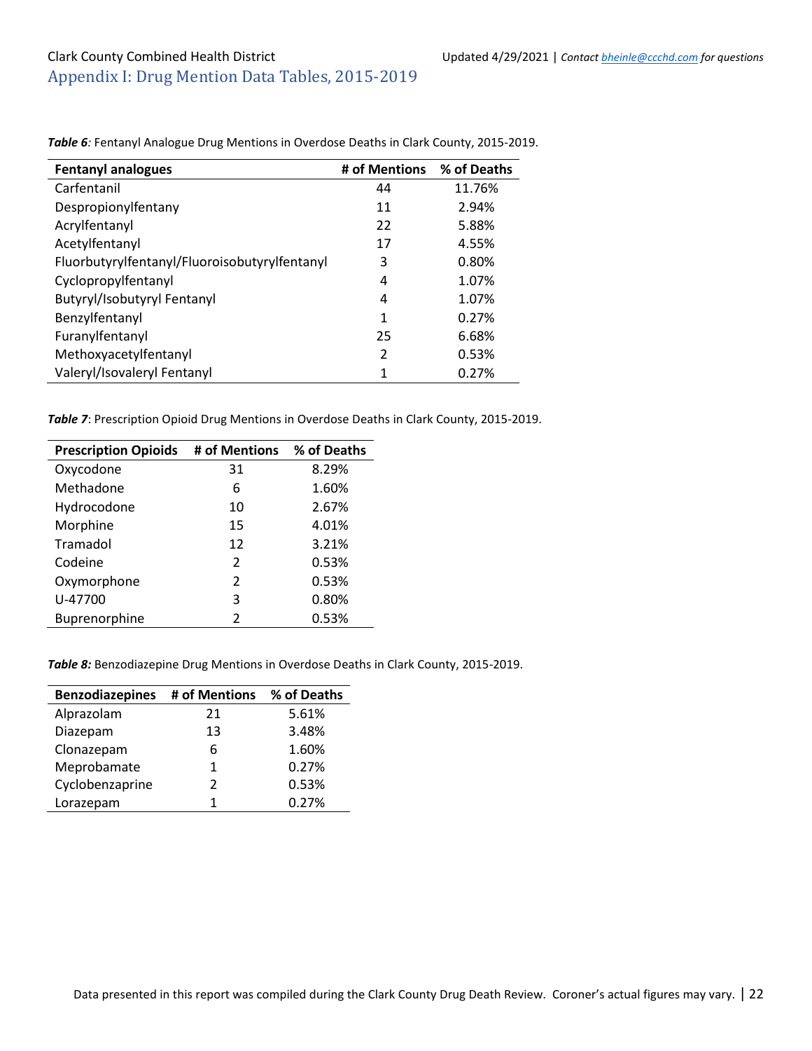## Appendix I: Drug Mention Data Tables, 2015-2019

***Table 6**: Fentanyl Analogue Drug Mentions in Overdose Deaths in Clark County, 2015-2019.*

| Fentanyl analogues | # of Mentions | % of Deaths |
|---|---|---|
| Carfentanil | 44 | 11.76% |
| Despropionylfentany | 11 | 2.94% |
| Acrylfentanyl | 22 | 5.88% |
| Acetylfentanyl | 17 | 4.55% |
| Fluorbutyrylfentanyl/Fluoroisobutyrylfentanyl | 3 | 0.80% |
| Cyclopropylfentanyl | 4 | 1.07% |
| Butyryl/Isobutyryl Fentanyl | 4 | 1.07% |
| Benzylfentanyl | 1 | 0.27% |
| Furanylfentanyl | 25 | 6.68% |
| Methoxyacetylfentanyl | 2 | 0.53% |
| Valeryl/Isovaleryl Fentanyl | 1 | 0.27% |

***Table 7**: Prescription Opioid Drug Mentions in Overdose Deaths in Clark County, 2015-2019.*

| Prescription Opioids | # of Mentions | % of Deaths |
|---|---|---|
| Oxycodone | 31 | 8.29% |
| Methadone | 6 | 1.60% |
| Hydrocodone | 10 | 2.67% |
| Morphine | 15 | 4.01% |
| Tramadol | 12 | 3.21% |
| Codeine | 2 | 0.53% |
| Oxymorphone | 2 | 0.53% |
| U-47700 | 3 | 0.80% |
| Buprenorphine | 2 | 0.53% |

***Table 8:** Benzodiazepine Drug Mentions in Overdose Deaths in Clark County, 2015-2019.*

| Benzodiazepines | # of Mentions | % of Deaths |
|---|---|---|
| Alprazolam | 21 | 5.61% |
| Diazepam | 13 | 3.48% |
| Clonazepam | 6 | 1.60% |
| Meprobamate | 1 | 0.27% |
| Cyclobenzaprine | 2 | 0.53% |
| Lorazepam | 1 | 0.27% |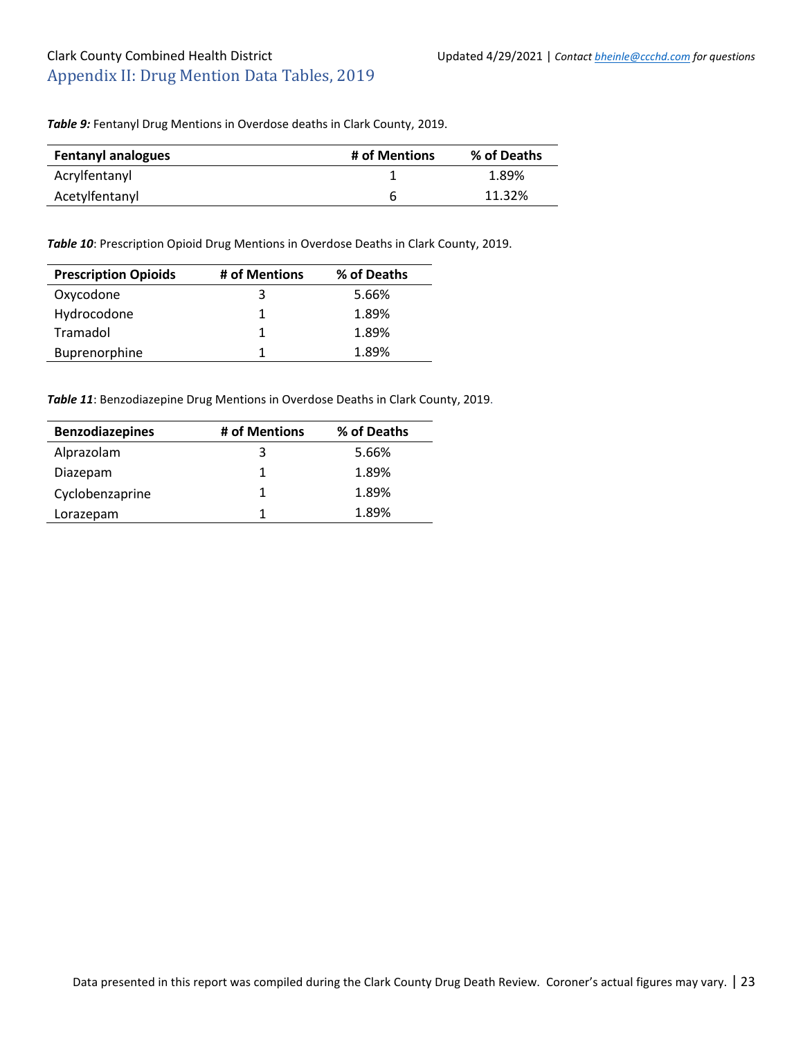## Appendix II: Drug Mention Data Tables, 2019

***Table 9:*** Fentanyl Drug Mentions in Overdose deaths in Clark County, 2019.

| Fentanyl analogues | # of Mentions | % of Deaths |
|---|---|---|
| Acrylfentanyl | 1 | 1.89% |
| Acetylfentanyl | 6 | 11.32% |

***Table 10***: Prescription Opioid Drug Mentions in Overdose Deaths in Clark County, 2019.

| Prescription Opioids | # of Mentions | % of Deaths |
|---|---|---|
| Oxycodone | 3 | 5.66% |
| Hydrocodone | 1 | 1.89% |
| Tramadol | 1 | 1.89% |
| Buprenorphine | 1 | 1.89% |

***Table 11***: Benzodiazepine Drug Mentions in Overdose Deaths in Clark County, 2019.

| Benzodiazepines | # of Mentions | % of Deaths |
|---|---|---|
| Alprazolam | 3 | 5.66% |
| Diazepam | 1 | 1.89% |
| Cyclobenzaprine | 1 | 1.89% |
| Lorazepam | 1 | 1.89% |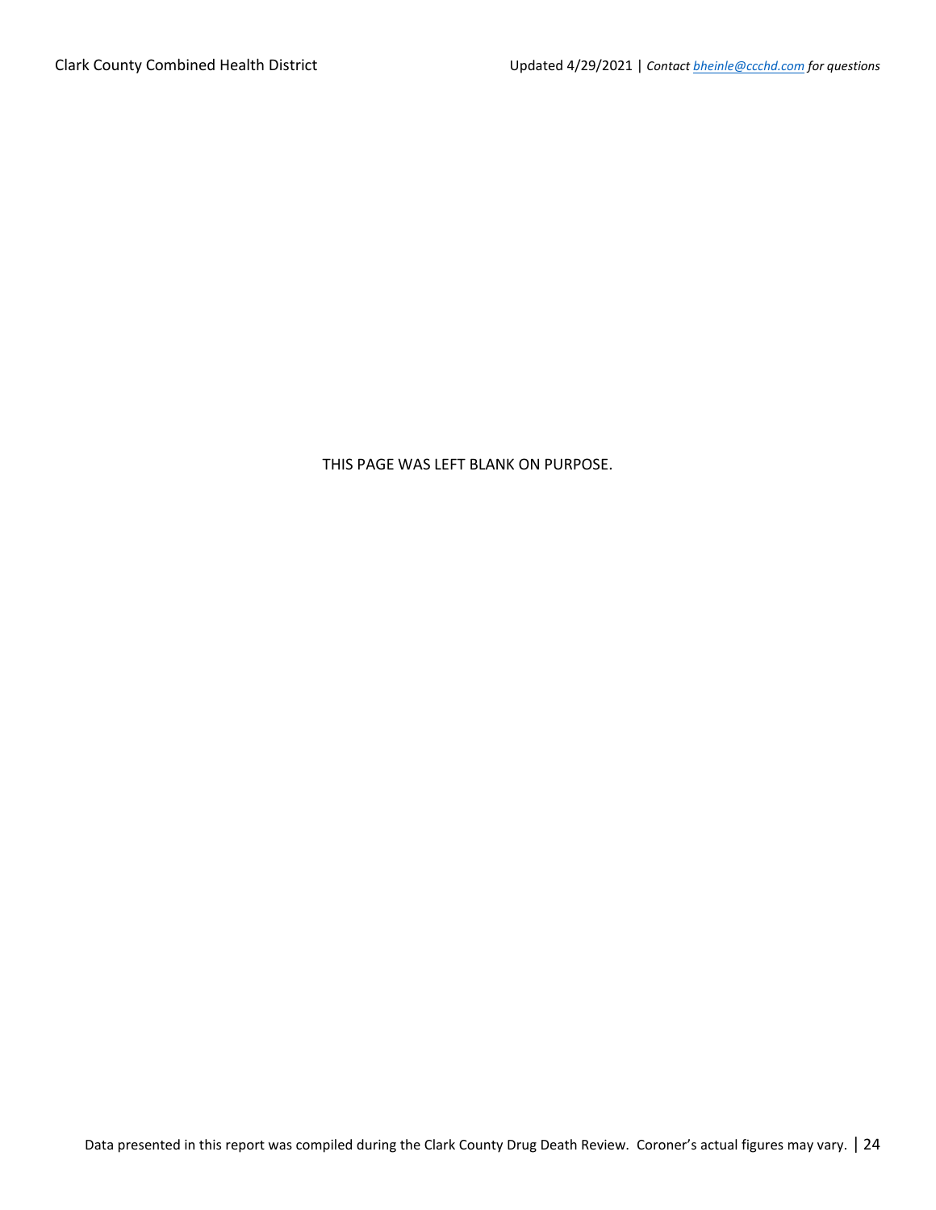THIS PAGE WAS LEFT BLANK ON PURPOSE.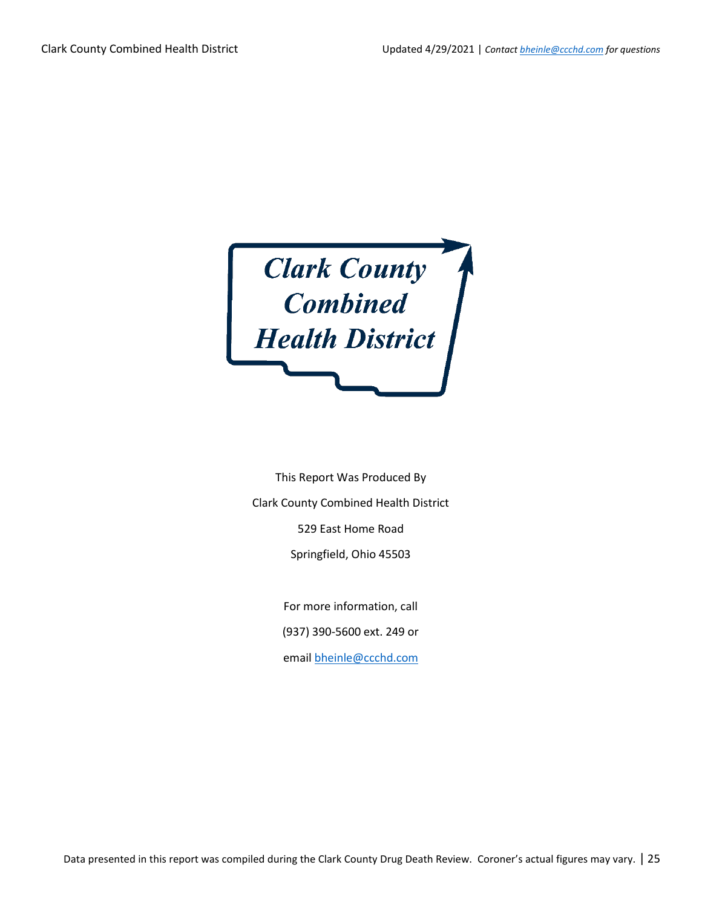Clark County Combined Health District

This Report Was Produced By

Clark County Combined Health District

529 East Home Road

Springfield, Ohio 45503

For more information, call

(937) 390-5600 ext. 249 or

email bheinle@ccchd.com